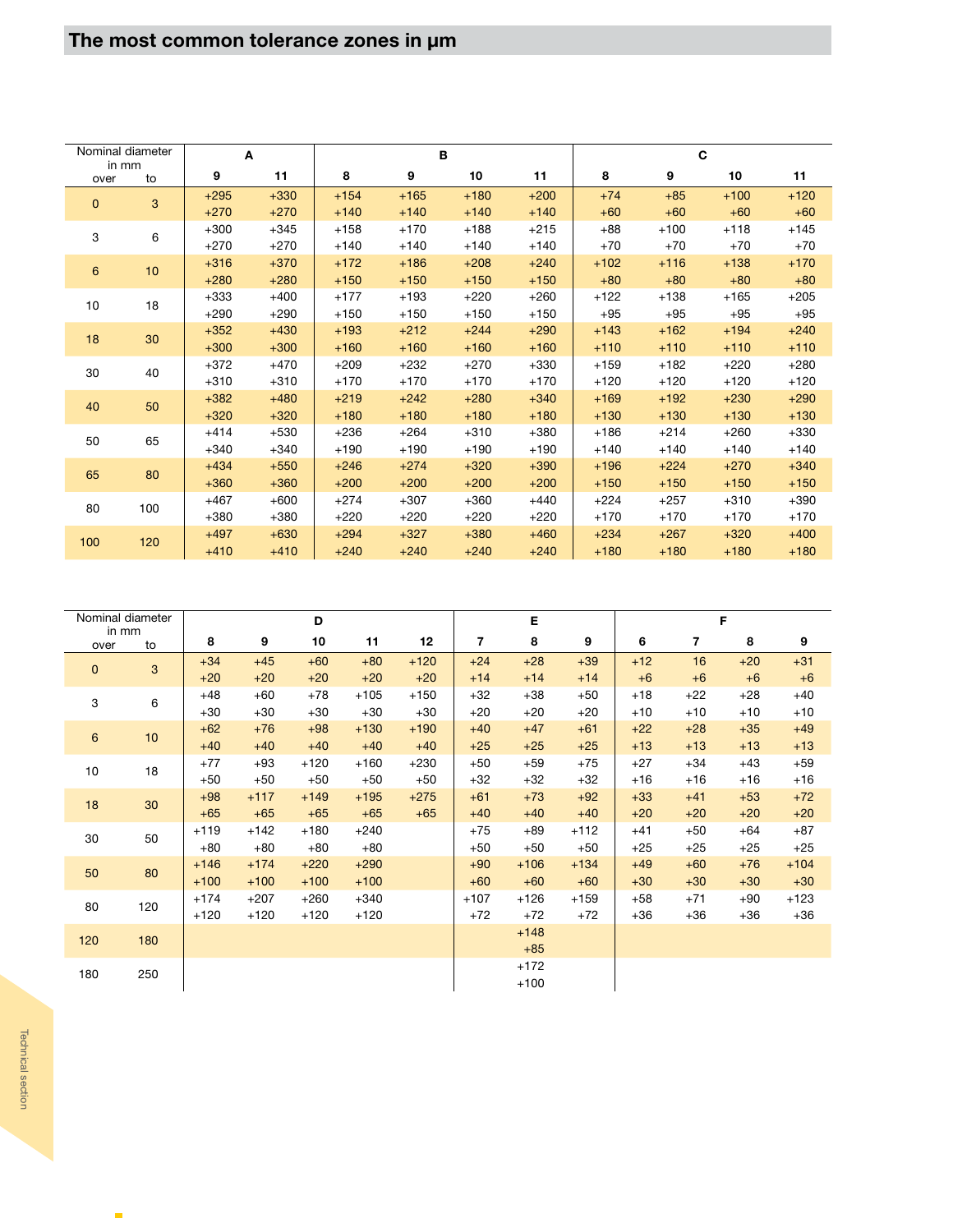## The most common tolerance zones in µm

| Nominal diameter in mm over | to | A 9 | A 11 | B 8 | B 9 | B 10 | B 11 | C 8 | C 9 | C 10 | C 11 |
|---|---|---|---|---|---|---|---|---|---|---|---|
| 0 | 3 | +295<br>+270 | +330<br>+270 | +154<br>+140 | +165<br>+140 | +180<br>+140 | +200<br>+140 | +74<br>+60 | +85<br>+60 | +100<br>+60 | +120<br>+60 |
| 3 | 6 | +300<br>+270 | +345<br>+270 | +158<br>+140 | +170<br>+140 | +188<br>+140 | +215<br>+140 | +88<br>+70 | +100<br>+70 | +118<br>+70 | +145<br>+70 |
| 6 | 10 | +316<br>+280 | +370<br>+280 | +172<br>+150 | +186<br>+150 | +208<br>+150 | +240<br>+150 | +102<br>+80 | +116<br>+80 | +138<br>+80 | +170<br>+80 |
| 10 | 18 | +333<br>+290 | +400<br>+290 | +177<br>+150 | +193<br>+150 | +220<br>+150 | +260<br>+150 | +122<br>+95 | +138<br>+95 | +165<br>+95 | +205<br>+95 |
| 18 | 30 | +352<br>+300 | +430<br>+300 | +193<br>+160 | +212<br>+160 | +244<br>+160 | +290<br>+160 | +143<br>+110 | +162<br>+110 | +194<br>+110 | +240<br>+110 |
| 30 | 40 | +372<br>+310 | +470<br>+310 | +209<br>+170 | +232<br>+170 | +270<br>+170 | +330<br>+170 | +159<br>+120 | +182<br>+120 | +220<br>+120 | +280<br>+120 |
| 40 | 50 | +382<br>+320 | +480<br>+320 | +219<br>+180 | +242<br>+180 | +280<br>+180 | +340<br>+180 | +169<br>+130 | +192<br>+130 | +230<br>+130 | +290<br>+130 |
| 50 | 65 | +414<br>+340 | +530<br>+340 | +236<br>+190 | +264<br>+190 | +310<br>+190 | +380<br>+190 | +186<br>+140 | +214<br>+140 | +260<br>+140 | +330<br>+140 |
| 65 | 80 | +434<br>+360 | +550<br>+360 | +246<br>+200 | +274<br>+200 | +320<br>+200 | +390<br>+200 | +196<br>+150 | +224<br>+150 | +270<br>+150 | +340<br>+150 |
| 80 | 100 | +467<br>+380 | +600<br>+380 | +274<br>+220 | +307<br>+220 | +360<br>+220 | +440<br>+220 | +224<br>+170 | +257<br>+170 | +310<br>+170 | +390<br>+170 |
| 100 | 120 | +497<br>+410 | +630<br>+410 | +294<br>+240 | +327<br>+240 | +380<br>+240 | +460<br>+240 | +234<br>+180 | +267<br>+180 | +320<br>+180 | +400<br>+180 |

| Nominal diameter in mm over | to | D 8 | D 9 | D 10 | D 11 | D 12 | E 7 | E 8 | E 9 | F 6 | F 7 | F 8 | F 9 |
|---|---|---|---|---|---|---|---|---|---|---|---|---|---|
| 0 | 3 | +34<br>+20 | +45<br>+20 | +60<br>+20 | +80<br>+20 | +120<br>+20 | +24<br>+14 | +28<br>+14 | +39<br>+14 | +12<br>+6 | 16<br>+6 | +20<br>+6 | +31<br>+6 |
| 3 | 6 | +48<br>+30 | +60<br>+30 | +78<br>+30 | +105<br>+30 | +150<br>+30 | +32<br>+20 | +38<br>+20 | +50<br>+20 | +18<br>+10 | +22<br>+10 | +28<br>+10 | +40<br>+10 |
| 6 | 10 | +62<br>+40 | +76<br>+40 | +98<br>+40 | +130<br>+40 | +190<br>+40 | +40<br>+25 | +47<br>+25 | +61<br>+25 | +22<br>+13 | +28<br>+13 | +35<br>+13 | +49<br>+13 |
| 10 | 18 | +77<br>+50 | +93<br>+50 | +120<br>+50 | +160<br>+50 | +230<br>+50 | +50<br>+32 | +59<br>+32 | +75<br>+32 | +27<br>+16 | +34<br>+16 | +43<br>+16 | +59<br>+16 |
| 18 | 30 | +98<br>+65 | +117<br>+65 | +149<br>+65 | +195<br>+65 | +275<br>+65 | +61<br>+40 | +73<br>+40 | +92<br>+40 | +33<br>+20 | +41<br>+20 | +53<br>+20 | +72<br>+20 |
| 30 | 50 | +119<br>+80 | +142<br>+80 | +180<br>+80 | +240<br>+80 | | +75<br>+50 | +89<br>+50 | +112<br>+50 | +41<br>+25 | +50<br>+25 | +64<br>+25 | +87<br>+25 |
| 50 | 80 | +146<br>+100 | +174<br>+100 | +220<br>+100 | +290<br>+100 | | +90<br>+60 | +106<br>+60 | +134<br>+60 | +49<br>+30 | +60<br>+30 | +76<br>+30 | +104<br>+30 |
| 80 | 120 | +174<br>+120 | +207<br>+120 | +260<br>+120 | +340<br>+120 | | +107<br>+72 | +126<br>+72 | +159<br>+72 | +58<br>+36 | +71<br>+36 | +90<br>+36 | +123<br>+36 |
| 120 | 180 | | | | | | | +148<br>+85 | | | | | |
| 180 | 250 | | | | | | | +172<br>+100 | | | | | |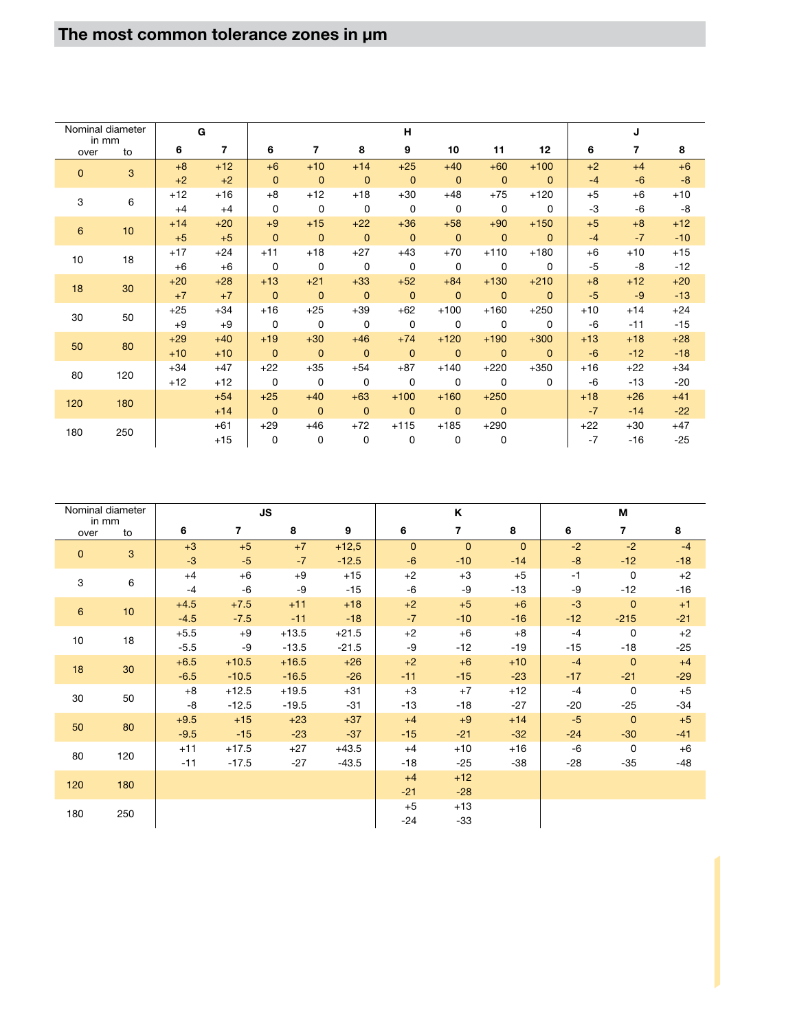## The most common tolerance zones in µm

| Nominal diameter in mm | | G | | H | | | | | | | J | | |
|---|---|---|---|---|---|---|---|---|---|---|---|---|---|
| over | to | 6 | 7 | 6 | 7 | 8 | 9 | 10 | 11 | 12 | 6 | 7 | 8 |
| 0 | 3 | +8<br>+2 | +12<br>+2 | +6<br>0 | +10<br>0 | +14<br>0 | +25<br>0 | +40<br>0 | +60<br>0 | +100<br>0 | +2<br>-4 | +4<br>-6 | +6<br>-8 |
| 3 | 6 | +12<br>+4 | +16<br>+4 | +8<br>0 | +12<br>0 | +18<br>0 | +30<br>0 | +48<br>0 | +75<br>0 | +120<br>0 | +5<br>-3 | +6<br>-6 | +10<br>-8 |
| 6 | 10 | +14<br>+5 | +20<br>+5 | +9<br>0 | +15<br>0 | +22<br>0 | +36<br>0 | +58<br>0 | +90<br>0 | +150<br>0 | +5<br>-4 | +8<br>-7 | +12<br>-10 |
| 10 | 18 | +17<br>+6 | +24<br>+6 | +11<br>0 | +18<br>0 | +27<br>0 | +43<br>0 | +70<br>0 | +110<br>0 | +180<br>0 | +6<br>-5 | +10<br>-8 | +15<br>-12 |
| 18 | 30 | +20<br>+7 | +28<br>+7 | +13<br>0 | +21<br>0 | +33<br>0 | +52<br>0 | +84<br>0 | +130<br>0 | +210<br>0 | +8<br>-5 | +12<br>-9 | +20<br>-13 |
| 30 | 50 | +25<br>+9 | +34<br>+9 | +16<br>0 | +25<br>0 | +39<br>0 | +62<br>0 | +100<br>0 | +160<br>0 | +250<br>0 | +10<br>-6 | +14<br>-11 | +24<br>-15 |
| 50 | 80 | +29<br>+10 | +40<br>+10 | +19<br>0 | +30<br>0 | +46<br>0 | +74<br>0 | +120<br>0 | +190<br>0 | +300<br>0 | +13<br>-6 | +18<br>-12 | +28<br>-18 |
| 80 | 120 | +34<br>+12 | +47<br>+12 | +22<br>0 | +35<br>0 | +54<br>0 | +87<br>0 | +140<br>0 | +220<br>0 | +350<br>0 | +16<br>-6 | +22<br>-13 | +34<br>-20 |
| 120 | 180 | | +54<br>+14 | +25<br>0 | +40<br>0 | +63<br>0 | +100<br>0 | +160<br>0 | +250<br>0 | | +18<br>-7 | +26<br>-14 | +41<br>-22 |
| 180 | 250 | | +61<br>+15 | +29<br>0 | +46<br>0 | +72<br>0 | +115<br>0 | +185<br>0 | +290<br>0 | | +22<br>-7 | +30<br>-16 | +47<br>-25 |

| Nominal diameter in mm | | JS | | | | K | | | M | | |
|---|---|---|---|---|---|---|---|---|---|---|---|
| over | to | 6 | 7 | 8 | 9 | 6 | 7 | 8 | 6 | 7 | 8 |
| 0 | 3 | +3<br>-3 | +5<br>-5 | +7<br>-7 | +12,5<br>-12.5 | 0<br>-6 | 0<br>-10 | 0<br>-14 | -2<br>-8 | -2<br>-12 | -4<br>-18 |
| 3 | 6 | +4<br>-4 | +6<br>-6 | +9<br>-9 | +15<br>-15 | +2<br>-6 | +3<br>-9 | +5<br>-13 | -1<br>-9 | 0<br>-12 | +2<br>-16 |
| 6 | 10 | +4.5<br>-4.5 | +7.5<br>-7.5 | +11<br>-11 | +18<br>-18 | +2<br>-7 | +5<br>-10 | +6<br>-16 | -3<br>-12 | 0<br>-215 | +1<br>-21 |
| 10 | 18 | +5.5<br>-5.5 | +9<br>-9 | +13.5<br>-13.5 | +21.5<br>-21.5 | +2<br>-9 | +6<br>-12 | +8<br>-19 | -4<br>-15 | 0<br>-18 | +2<br>-25 |
| 18 | 30 | +6.5<br>-6.5 | +10.5<br>-10.5 | +16.5<br>-16.5 | +26<br>-26 | +2<br>-11 | +6<br>-15 | +10<br>-23 | -4<br>-17 | 0<br>-21 | +4<br>-29 |
| 30 | 50 | +8<br>-8 | +12.5<br>-12.5 | +19.5<br>-19.5 | +31<br>-31 | +3<br>-13 | +7<br>-18 | +12<br>-27 | -4<br>-20 | 0<br>-25 | +5<br>-34 |
| 50 | 80 | +9.5<br>-9.5 | +15<br>-15 | +23<br>-23 | +37<br>-37 | +4<br>-15 | +9<br>-21 | +14<br>-32 | -5<br>-24 | 0<br>-30 | +5<br>-41 |
| 80 | 120 | +11<br>-11 | +17.5<br>-17.5 | +27<br>-27 | +43.5<br>-43.5 | +4<br>-18 | +10<br>-25 | +16<br>-38 | -6<br>-28 | 0<br>-35 | +6<br>-48 |
| 120 | 180 | | | | | +4<br>-21 | +12<br>-28 | | | | |
| 180 | 250 | | | | | +5<br>-24 | +13<br>-33 | | | | |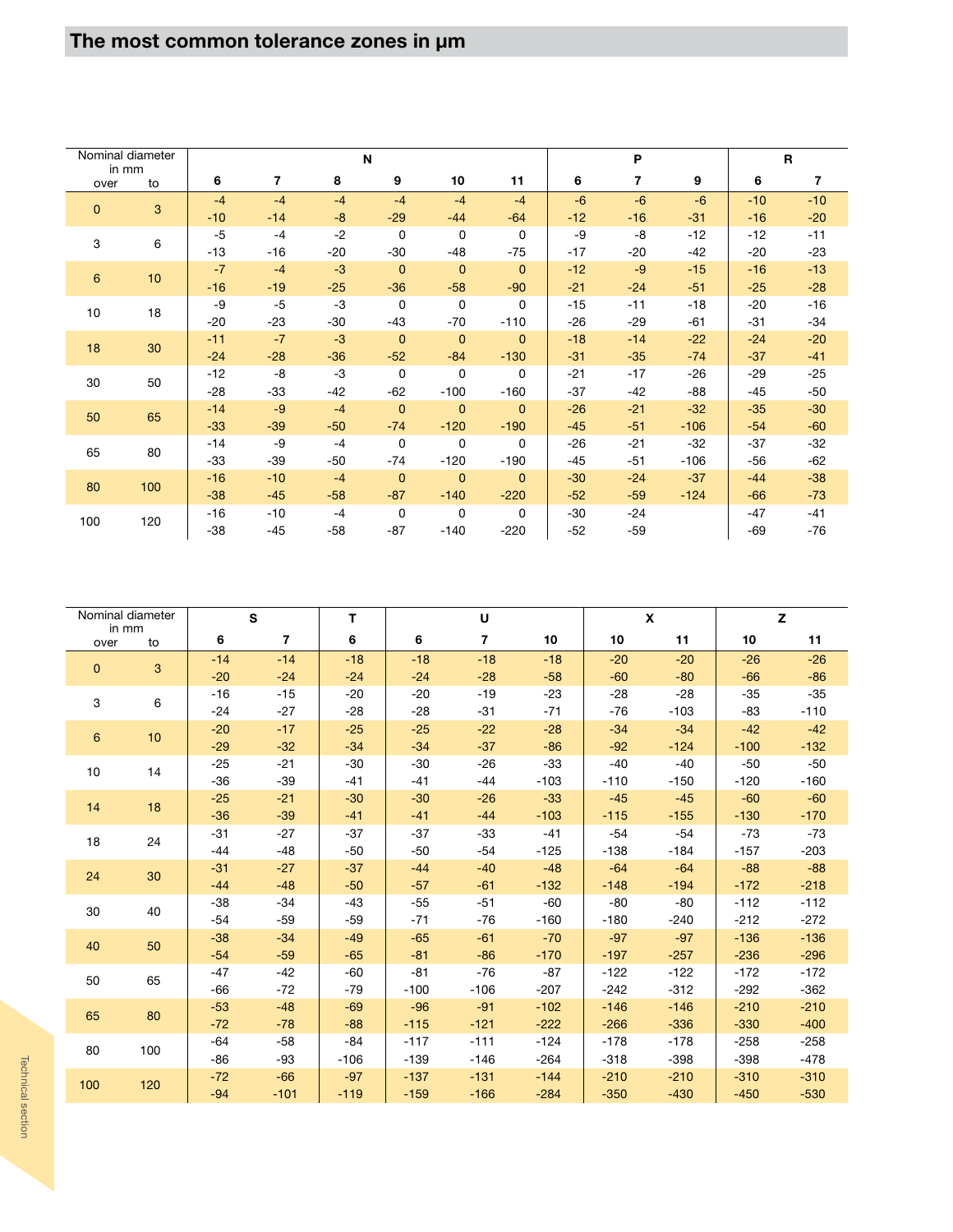## The most common tolerance zones in µm

| Nominal diameter in mm | | N | | | | | | P | | | R | |
|---|---|---|---|---|---|---|---|---|---|---|---|---|
| over | to | 6 | 7 | 8 | 9 | 10 | 11 | 6 | 7 | 9 | 6 | 7 |
| 0 | 3 | -4 | -4 | -4 | -4 | -4 | -4 | -6 | -6 | -6 | -10 | -10 |
| | | -10 | -14 | -8 | -29 | -44 | -64 | -12 | -16 | -31 | -16 | -20 |
| 3 | 6 | -5 | -4 | -2 | 0 | 0 | 0 | -9 | -8 | -12 | -12 | -11 |
| | | -13 | -16 | -20 | -30 | -48 | -75 | -17 | -20 | -42 | -20 | -23 |
| 6 | 10 | -7 | -4 | -3 | 0 | 0 | 0 | -12 | -9 | -15 | -16 | -13 |
| | | -16 | -19 | -25 | -36 | -58 | -90 | -21 | -24 | -51 | -25 | -28 |
| 10 | 18 | -9 | -5 | -3 | 0 | 0 | 0 | -15 | -11 | -18 | -20 | -16 |
| | | -20 | -23 | -30 | -43 | -70 | -110 | -26 | -29 | -61 | -31 | -34 |
| 18 | 30 | -11 | -7 | -3 | 0 | 0 | 0 | -18 | -14 | -22 | -24 | -20 |
| | | -24 | -28 | -36 | -52 | -84 | -130 | -31 | -35 | -74 | -37 | -41 |
| 30 | 50 | -12 | -8 | -3 | 0 | 0 | 0 | -21 | -17 | -26 | -29 | -25 |
| | | -28 | -33 | -42 | -62 | -100 | -160 | -37 | -42 | -88 | -45 | -50 |
| 50 | 65 | -14 | -9 | -4 | 0 | 0 | 0 | -26 | -21 | -32 | -35 | -30 |
| | | -33 | -39 | -50 | -74 | -120 | -190 | -45 | -51 | -106 | -54 | -60 |
| 65 | 80 | -14 | -9 | -4 | 0 | 0 | 0 | -26 | -21 | -32 | -37 | -32 |
| | | -33 | -39 | -50 | -74 | -120 | -190 | -45 | -51 | -106 | -56 | -62 |
| 80 | 100 | -16 | -10 | -4 | 0 | 0 | 0 | -30 | -24 | -37 | -44 | -38 |
| | | -38 | -45 | -58 | -87 | -140 | -220 | -52 | -59 | -124 | -66 | -73 |
| 100 | 120 | -16 | -10 | -4 | 0 | 0 | 0 | -30 | -24 | | -47 | -41 |
| | | -38 | -45 | -58 | -87 | -140 | -220 | -52 | -59 | | -69 | -76 |

| Nominal diameter in mm | | S | | T | U | | | X | | Z | |
|---|---|---|---|---|---|---|---|---|---|---|---|
| over | to | 6 | 7 | 6 | 6 | 7 | 10 | 10 | 11 | 10 | 11 |
| 0 | 3 | -14 | -14 | -18 | -18 | -18 | -18 | -20 | -20 | -26 | -26 |
| | | -20 | -24 | -24 | -24 | -28 | -58 | -60 | -80 | -66 | -86 |
| 3 | 6 | -16 | -15 | -20 | -20 | -19 | -23 | -28 | -28 | -35 | -35 |
| | | -24 | -27 | -28 | -28 | -31 | -71 | -76 | -103 | -83 | -110 |
| 6 | 10 | -20 | -17 | -25 | -25 | -22 | -28 | -34 | -34 | -42 | -42 |
| | | -29 | -32 | -34 | -34 | -37 | -86 | -92 | -124 | -100 | -132 |
| 10 | 14 | -25 | -21 | -30 | -30 | -26 | -33 | -40 | -40 | -50 | -50 |
| | | -36 | -39 | -41 | -41 | -44 | -103 | -110 | -150 | -120 | -160 |
| 14 | 18 | -25 | -21 | -30 | -30 | -26 | -33 | -45 | -45 | -60 | -60 |
| | | -36 | -39 | -41 | -41 | -44 | -103 | -115 | -155 | -130 | -170 |
| 18 | 24 | -31 | -27 | -37 | -37 | -33 | -41 | -54 | -54 | -73 | -73 |
| | | -44 | -48 | -50 | -50 | -54 | -125 | -138 | -184 | -157 | -203 |
| 24 | 30 | -31 | -27 | -37 | -44 | -40 | -48 | -64 | -64 | -88 | -88 |
| | | -44 | -48 | -50 | -57 | -61 | -132 | -148 | -194 | -172 | -218 |
| 30 | 40 | -38 | -34 | -43 | -55 | -51 | -60 | -80 | -80 | -112 | -112 |
| | | -54 | -59 | -59 | -71 | -76 | -160 | -180 | -240 | -212 | -272 |
| 40 | 50 | -38 | -34 | -49 | -65 | -61 | -70 | -97 | -97 | -136 | -136 |
| | | -54 | -59 | -65 | -81 | -86 | -170 | -197 | -257 | -236 | -296 |
| 50 | 65 | -47 | -42 | -60 | -81 | -76 | -87 | -122 | -122 | -172 | -172 |
| | | -66 | -72 | -79 | -100 | -106 | -207 | -242 | -312 | -292 | -362 |
| 65 | 80 | -53 | -48 | -69 | -96 | -91 | -102 | -146 | -146 | -210 | -210 |
| | | -72 | -78 | -88 | -115 | -121 | -222 | -266 | -336 | -330 | -400 |
| 80 | 100 | -64 | -58 | -84 | -117 | -111 | -124 | -178 | -178 | -258 | -258 |
| | | -86 | -93 | -106 | -139 | -146 | -264 | -318 | -398 | -398 | -478 |
| 100 | 120 | -72 | -66 | -97 | -137 | -131 | -144 | -210 | -210 | -310 | -310 |
| | | -94 | -101 | -119 | -159 | -166 | -284 | -350 | -430 | -450 | -530 |